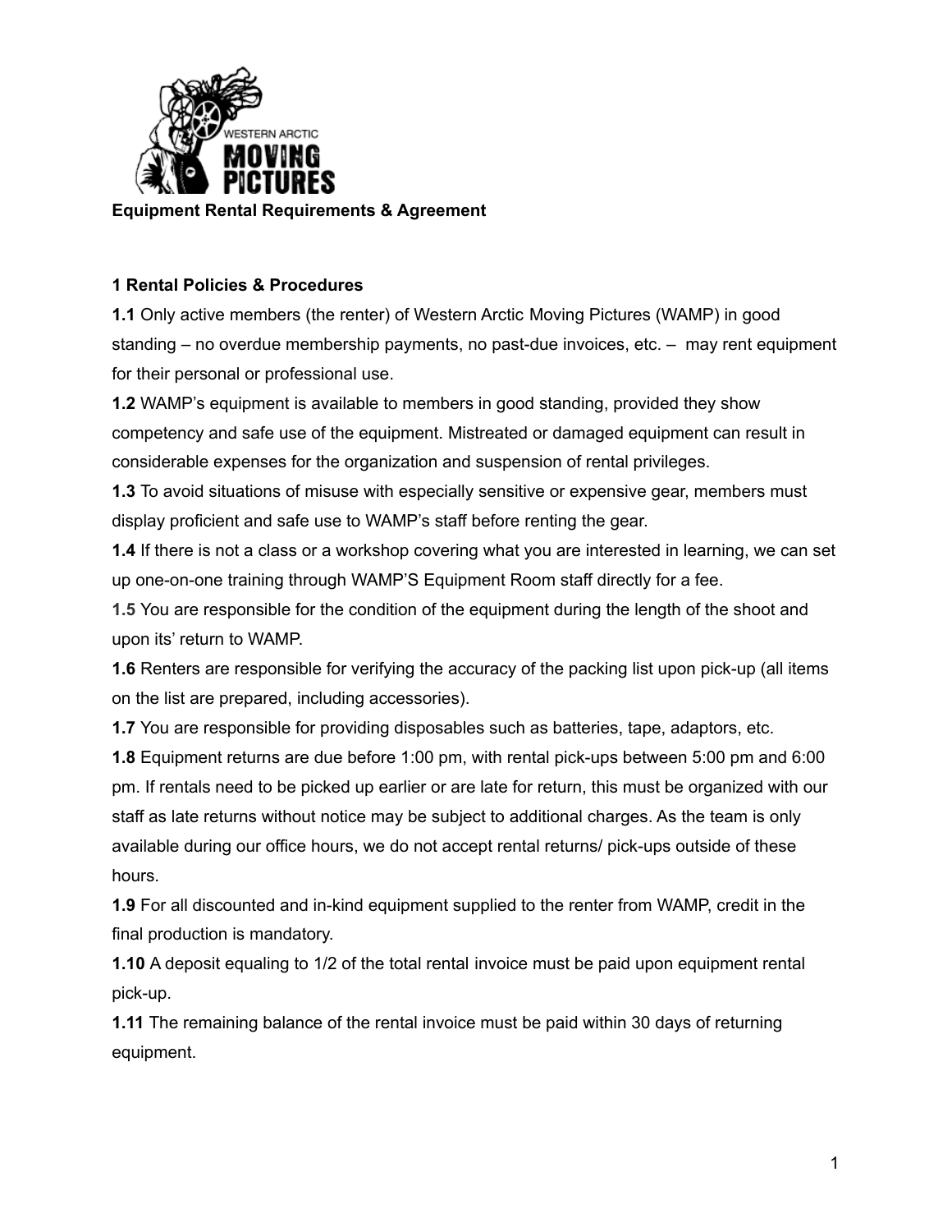**Equipment Rental Requirements & Agreement**

## 1 Rental Policies & Procedures

**1.1** Only active members (the renter) of Western Arctic Moving Pictures (WAMP) in good standing – no overdue membership payments, no past-due invoices, etc. – may rent equipment for their personal or professional use.

**1.2** WAMP's equipment is available to members in good standing, provided they show competency and safe use of the equipment. Mistreated or damaged equipment can result in considerable expenses for the organization and suspension of rental privileges.

**1.3** To avoid situations of misuse with especially sensitive or expensive gear, members must display proficient and safe use to WAMP's staff before renting the gear.

**1.4** If there is not a class or a workshop covering what you are interested in learning, we can set up one-on-one training through WAMP'S Equipment Room staff directly for a fee.

**1.5** You are responsible for the condition of the equipment during the length of the shoot and upon its' return to WAMP.

**1.6** Renters are responsible for verifying the accuracy of the packing list upon pick-up (all items on the list are prepared, including accessories).

**1.7** You are responsible for providing disposables such as batteries, tape, adaptors, etc.

**1.8** Equipment returns are due before 1:00 pm, with rental pick-ups between 5:00 pm and 6:00 pm. If rentals need to be picked up earlier or are late for return, this must be organized with our staff as late returns without notice may be subject to additional charges. As the team is only available during our office hours, we do not accept rental returns/ pick-ups outside of these hours.

**1.9** For all discounted and in-kind equipment supplied to the renter from WAMP, credit in the final production is mandatory.

**1.10** A deposit equaling to 1/2 of the total rental invoice must be paid upon equipment rental pick-up.

**1.11** The remaining balance of the rental invoice must be paid within 30 days of returning equipment.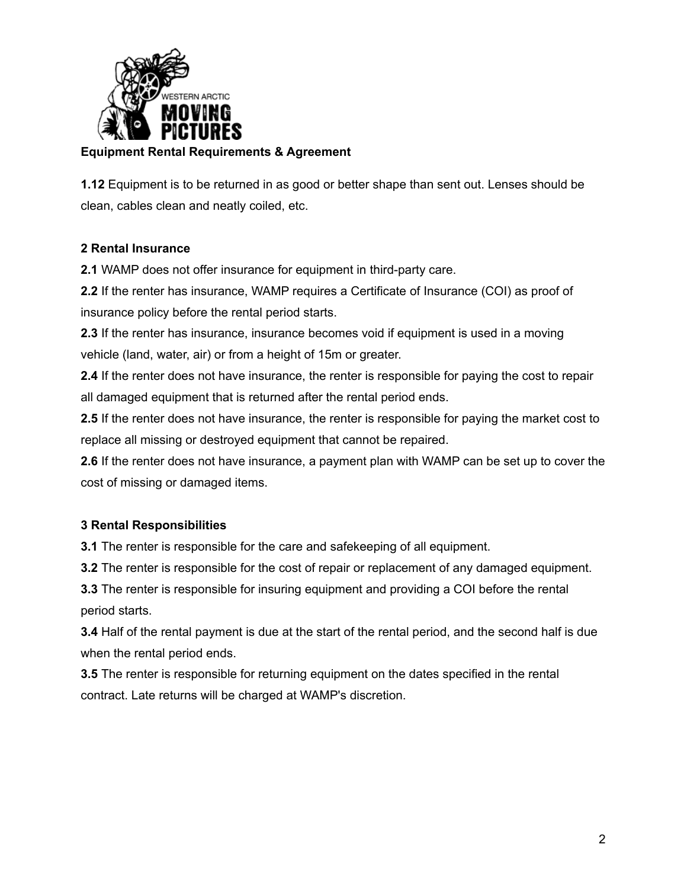**Equipment Rental Requirements & Agreement**

**1.12** Equipment is to be returned in as good or better shape than sent out. Lenses should be clean, cables clean and neatly coiled, etc.

## 2 Rental Insurance

**2.1** WAMP does not offer insurance for equipment in third-party care.

**2.2** If the renter has insurance, WAMP requires a Certificate of Insurance (COI) as proof of insurance policy before the rental period starts.

**2.3** If the renter has insurance, insurance becomes void if equipment is used in a moving vehicle (land, water, air) or from a height of 15m or greater.

**2.4** If the renter does not have insurance, the renter is responsible for paying the cost to repair all damaged equipment that is returned after the rental period ends.

**2.5** If the renter does not have insurance, the renter is responsible for paying the market cost to replace all missing or destroyed equipment that cannot be repaired.

**2.6** If the renter does not have insurance, a payment plan with WAMP can be set up to cover the cost of missing or damaged items.

## 3 Rental Responsibilities

**3.1** The renter is responsible for the care and safekeeping of all equipment.

**3.2** The renter is responsible for the cost of repair or replacement of any damaged equipment.

**3.3** The renter is responsible for insuring equipment and providing a COI before the rental period starts.

**3.4** Half of the rental payment is due at the start of the rental period, and the second half is due when the rental period ends.

**3.5** The renter is responsible for returning equipment on the dates specified in the rental contract. Late returns will be charged at WAMP's discretion.